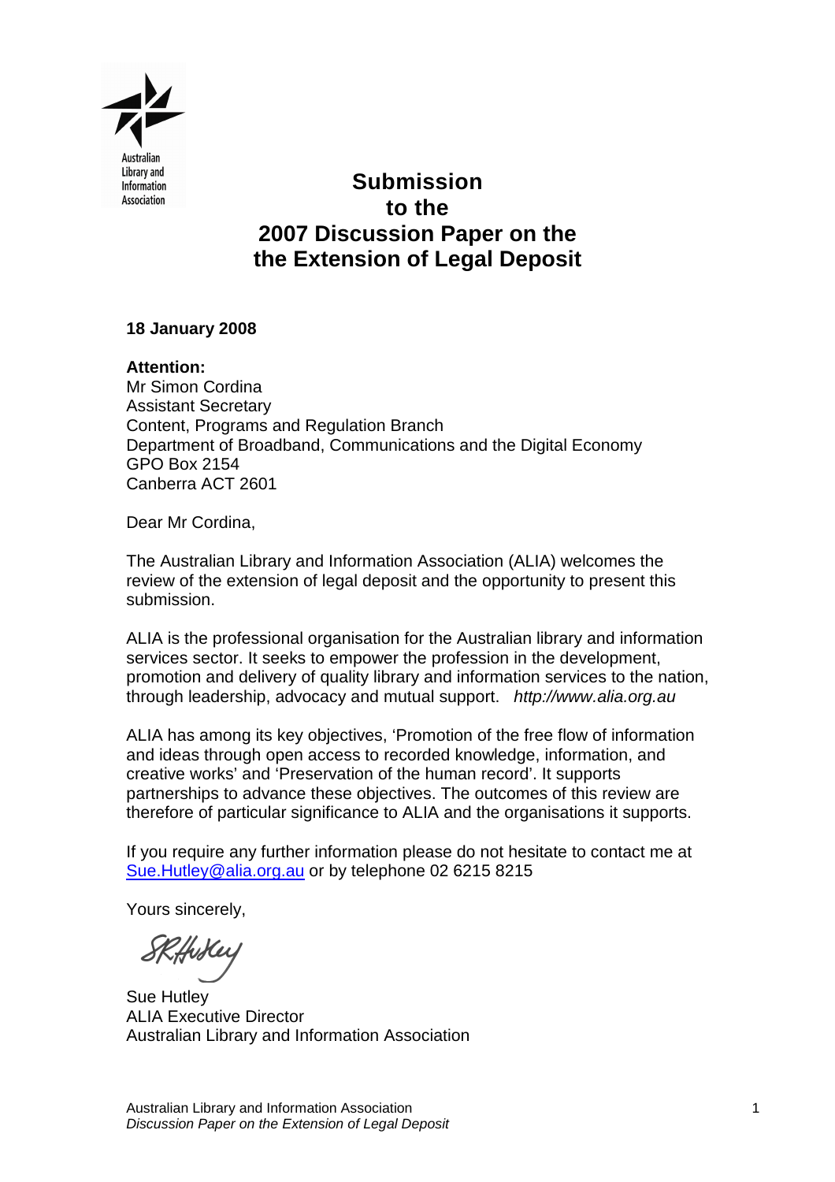Australian Library and Information Association

# Submission to the 2007 Discussion Paper on the the Extension of Legal Deposit

**18 January 2008**

**Attention:**
Mr Simon Cordina
Assistant Secretary
Content, Programs and Regulation Branch
Department of Broadband, Communications and the Digital Economy
GPO Box 2154
Canberra ACT 2601

Dear Mr Cordina,

The Australian Library and Information Association (ALIA) welcomes the review of the extension of legal deposit and the opportunity to present this submission.

ALIA is the professional organisation for the Australian library and information services sector. It seeks to empower the profession in the development, promotion and delivery of quality library and information services to the nation, through leadership, advocacy and mutual support. *http://www.alia.org.au*

ALIA has among its key objectives, 'Promotion of the free flow of information and ideas through open access to recorded knowledge, information, and creative works' and 'Preservation of the human record'. It supports partnerships to advance these objectives. The outcomes of this review are therefore of particular significance to ALIA and the organisations it supports.

If you require any further information please do not hesitate to contact me at Sue.Hutley@alia.org.au or by telephone 02 6215 8215

Yours sincerely,

Sue Hutley
ALIA Executive Director
Australian Library and Information Association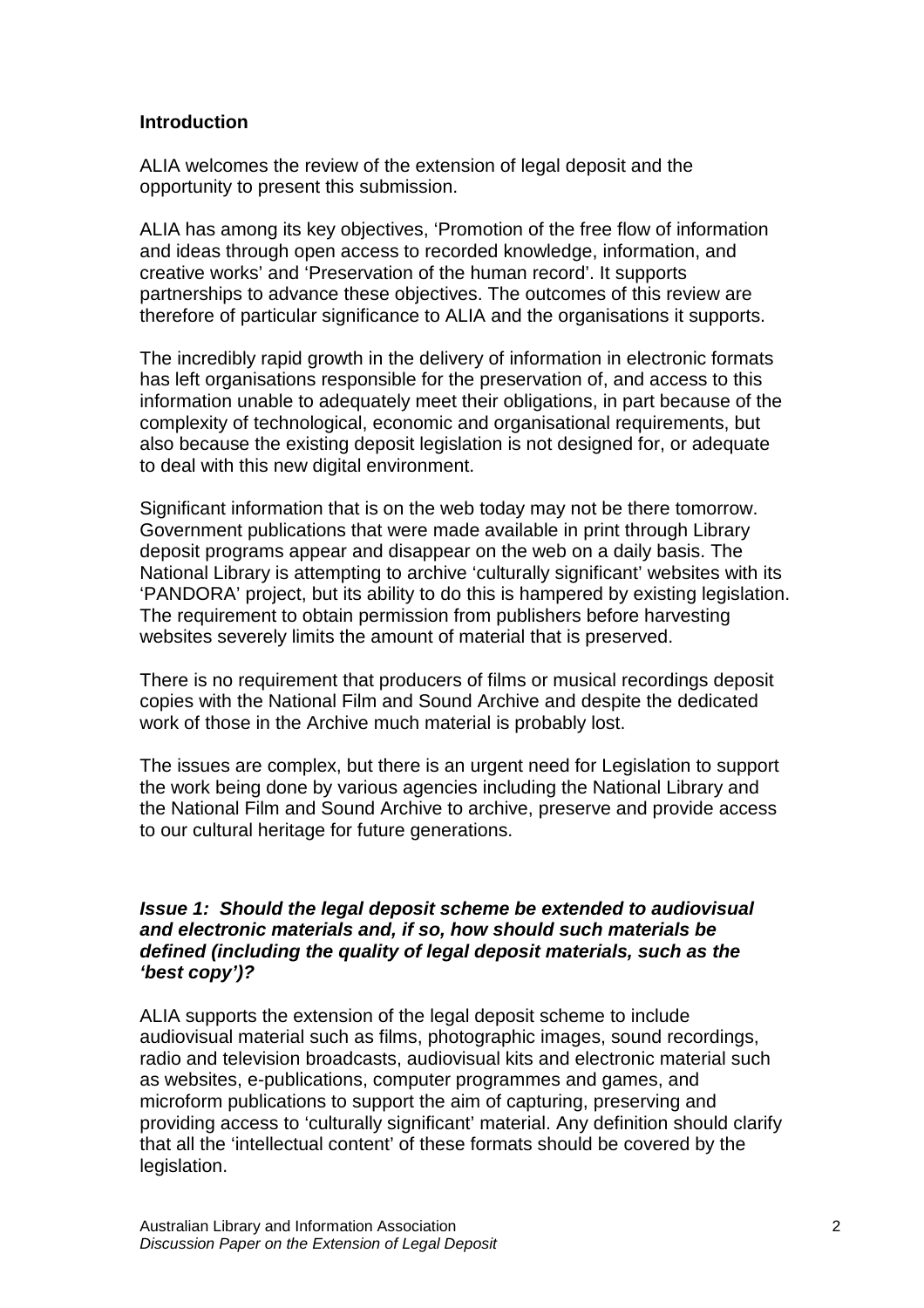**Introduction**

ALIA welcomes the review of the extension of legal deposit and the opportunity to present this submission.

ALIA has among its key objectives, 'Promotion of the free flow of information and ideas through open access to recorded knowledge, information, and creative works' and 'Preservation of the human record'. It supports partnerships to advance these objectives. The outcomes of this review are therefore of particular significance to ALIA and the organisations it supports.

The incredibly rapid growth in the delivery of information in electronic formats has left organisations responsible for the preservation of, and access to this information unable to adequately meet their obligations, in part because of the complexity of technological, economic and organisational requirements, but also because the existing deposit legislation is not designed for, or adequate to deal with this new digital environment.

Significant information that is on the web today may not be there tomorrow. Government publications that were made available in print through Library deposit programs appear and disappear on the web on a daily basis. The National Library is attempting to archive 'culturally significant' websites with its 'PANDORA' project, but its ability to do this is hampered by existing legislation. The requirement to obtain permission from publishers before harvesting websites severely limits the amount of material that is preserved.

There is no requirement that producers of films or musical recordings deposit copies with the National Film and Sound Archive and despite the dedicated work of those in the Archive much material is probably lost.

The issues are complex, but there is an urgent need for Legislation to support the work being done by various agencies including the National Library and the National Film and Sound Archive to archive, preserve and provide access to our cultural heritage for future generations.

***Issue 1: Should the legal deposit scheme be extended to audiovisual and electronic materials and, if so, how should such materials be defined (including the quality of legal deposit materials, such as the 'best copy')?***

ALIA supports the extension of the legal deposit scheme to include audiovisual material such as films, photographic images, sound recordings, radio and television broadcasts, audiovisual kits and electronic material such as websites, e-publications, computer programmes and games, and microform publications to support the aim of capturing, preserving and providing access to 'culturally significant' material. Any definition should clarify that all the 'intellectual content' of these formats should be covered by the legislation.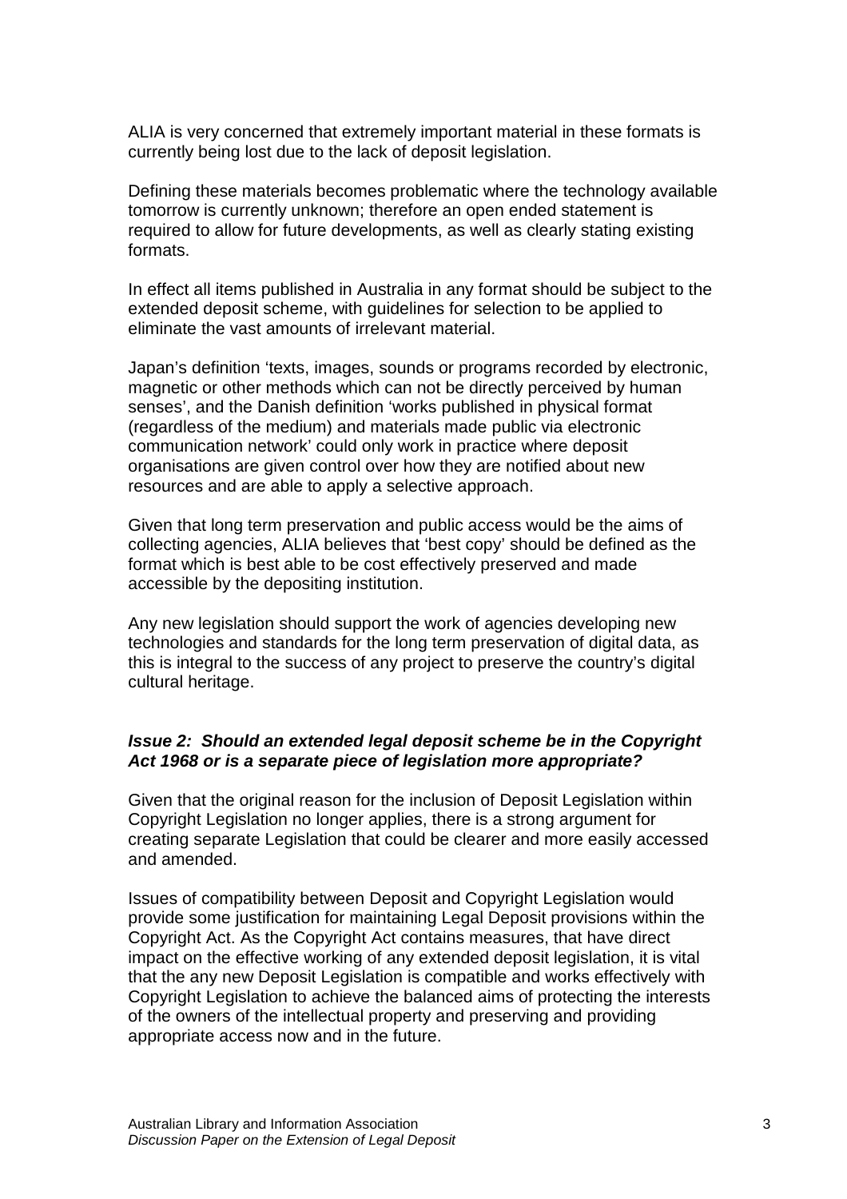ALIA is very concerned that extremely important material in these formats is currently being lost due to the lack of deposit legislation.

Defining these materials becomes problematic where the technology available tomorrow is currently unknown; therefore an open ended statement is required to allow for future developments, as well as clearly stating existing formats.

In effect all items published in Australia in any format should be subject to the extended deposit scheme, with guidelines for selection to be applied to eliminate the vast amounts of irrelevant material.

Japan's definition 'texts, images, sounds or programs recorded by electronic, magnetic or other methods which can not be directly perceived by human senses', and the Danish definition 'works published in physical format (regardless of the medium) and materials made public via electronic communication network' could only work in practice where deposit organisations are given control over how they are notified about new resources and are able to apply a selective approach.

Given that long term preservation and public access would be the aims of collecting agencies, ALIA believes that 'best copy' should be defined as the format which is best able to be cost effectively preserved and made accessible by the depositing institution.

Any new legislation should support the work of agencies developing new technologies and standards for the long term preservation of digital data, as this is integral to the success of any project to preserve the country's digital cultural heritage.

***Issue 2: Should an extended legal deposit scheme be in the Copyright Act 1968 or is a separate piece of legislation more appropriate?***

Given that the original reason for the inclusion of Deposit Legislation within Copyright Legislation no longer applies, there is a strong argument for creating separate Legislation that could be clearer and more easily accessed and amended.

Issues of compatibility between Deposit and Copyright Legislation would provide some justification for maintaining Legal Deposit provisions within the Copyright Act. As the Copyright Act contains measures, that have direct impact on the effective working of any extended deposit legislation, it is vital that the any new Deposit Legislation is compatible and works effectively with Copyright Legislation to achieve the balanced aims of protecting the interests of the owners of the intellectual property and preserving and providing appropriate access now and in the future.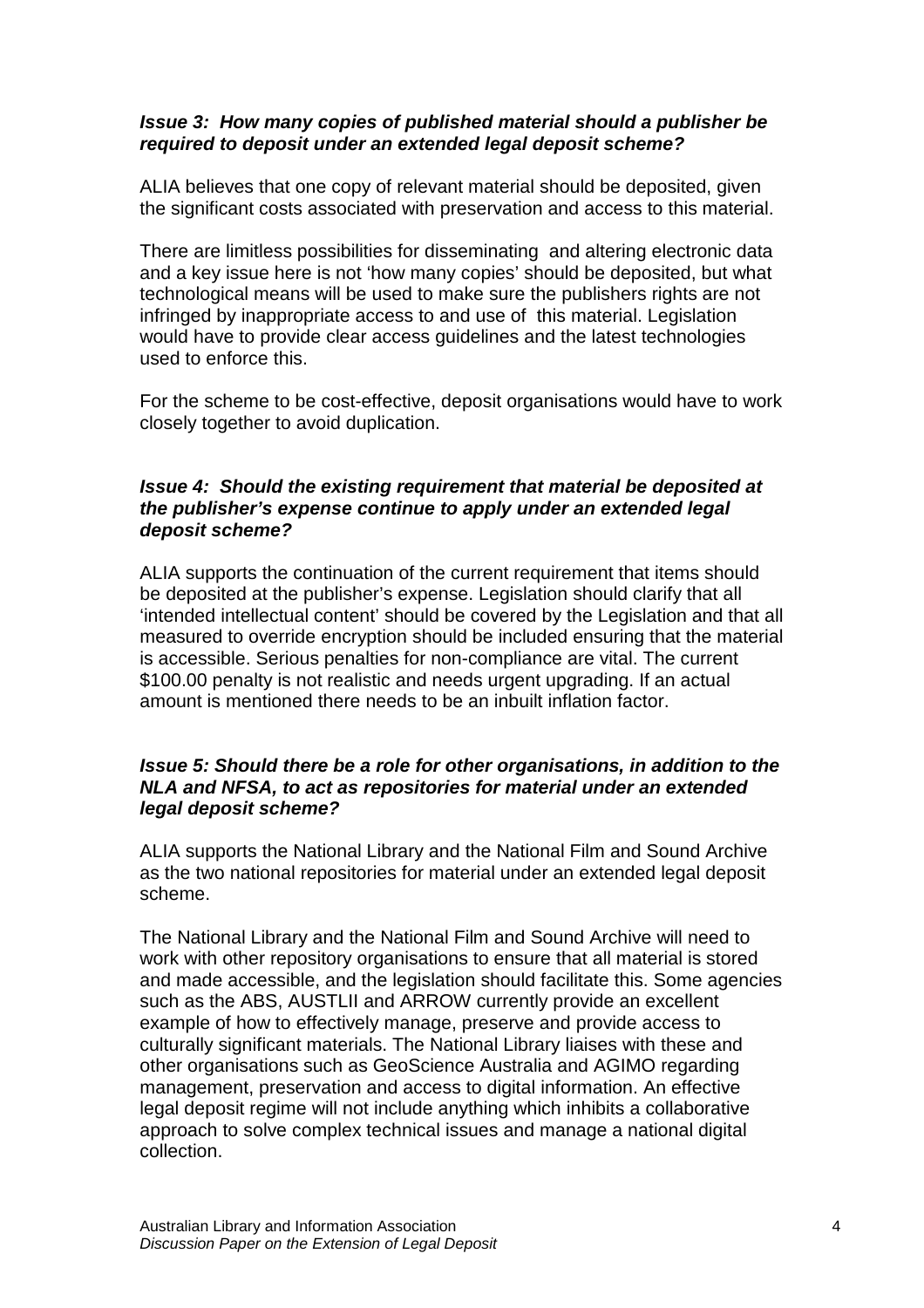***Issue 3: How many copies of published material should a publisher be required to deposit under an extended legal deposit scheme?***

ALIA believes that one copy of relevant material should be deposited, given the significant costs associated with preservation and access to this material.

There are limitless possibilities for disseminating and altering electronic data and a key issue here is not 'how many copies' should be deposited, but what technological means will be used to make sure the publishers rights are not infringed by inappropriate access to and use of this material. Legislation would have to provide clear access guidelines and the latest technologies used to enforce this.

For the scheme to be cost-effective, deposit organisations would have to work closely together to avoid duplication.

***Issue 4: Should the existing requirement that material be deposited at the publisher's expense continue to apply under an extended legal deposit scheme?***

ALIA supports the continuation of the current requirement that items should be deposited at the publisher's expense. Legislation should clarify that all 'intended intellectual content' should be covered by the Legislation and that all measured to override encryption should be included ensuring that the material is accessible. Serious penalties for non-compliance are vital. The current $100.00 penalty is not realistic and needs urgent upgrading. If an actual amount is mentioned there needs to be an inbuilt inflation factor.

***Issue 5: Should there be a role for other organisations, in addition to the NLA and NFSA, to act as repositories for material under an extended legal deposit scheme?***

ALIA supports the National Library and the National Film and Sound Archive as the two national repositories for material under an extended legal deposit scheme.

The National Library and the National Film and Sound Archive will need to work with other repository organisations to ensure that all material is stored and made accessible, and the legislation should facilitate this. Some agencies such as the ABS, AUSTLII and ARROW currently provide an excellent example of how to effectively manage, preserve and provide access to culturally significant materials. The National Library liaises with these and other organisations such as GeoScience Australia and AGIMO regarding management, preservation and access to digital information. An effective legal deposit regime will not include anything which inhibits a collaborative approach to solve complex technical issues and manage a national digital collection.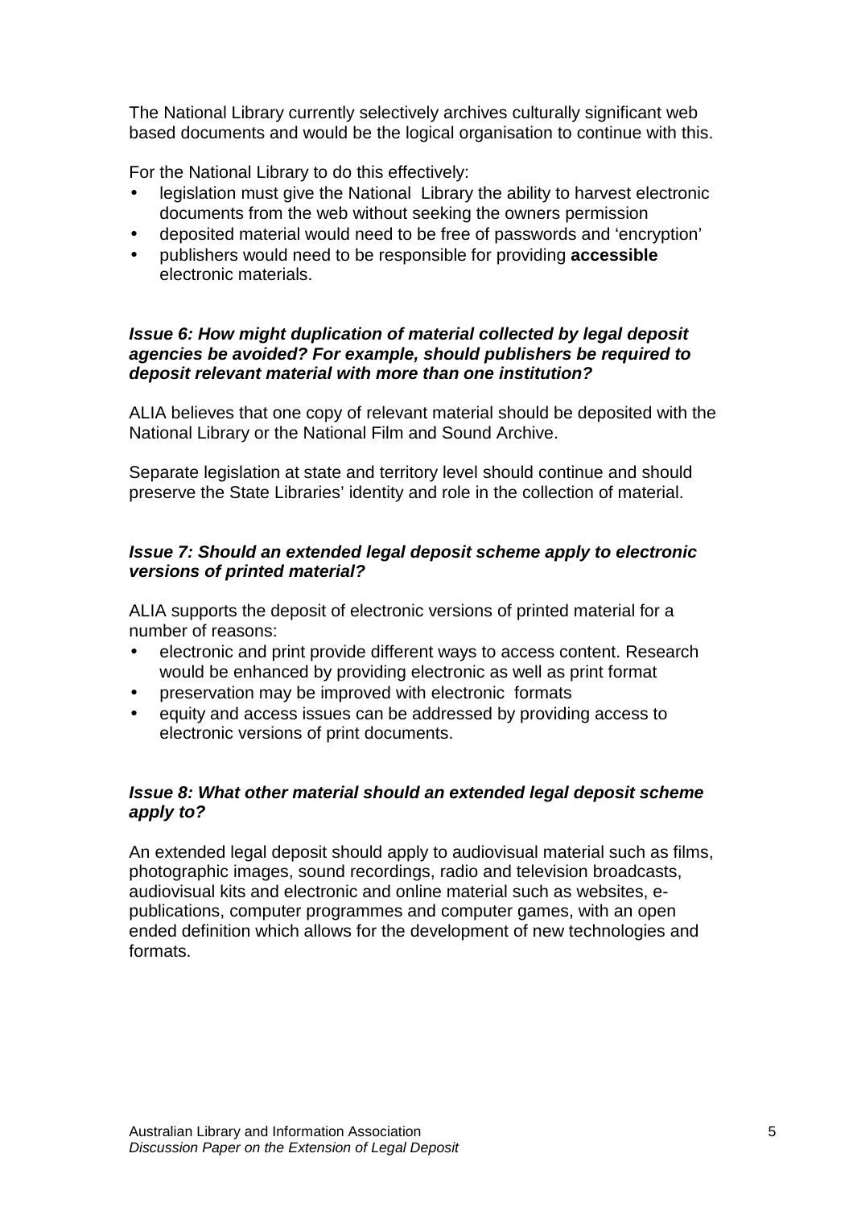The National Library currently selectively archives culturally significant web based documents and would be the logical organisation to continue with this.

For the National Library to do this effectively:

- legislation must give the National Library the ability to harvest electronic documents from the web without seeking the owners permission
- deposited material would need to be free of passwords and 'encryption'
- publishers would need to be responsible for providing **accessible** electronic materials.

***Issue 6: How might duplication of material collected by legal deposit agencies be avoided? For example, should publishers be required to deposit relevant material with more than one institution?***

ALIA believes that one copy of relevant material should be deposited with the National Library or the National Film and Sound Archive.

Separate legislation at state and territory level should continue and should preserve the State Libraries' identity and role in the collection of material.

***Issue 7: Should an extended legal deposit scheme apply to electronic versions of printed material?***

ALIA supports the deposit of electronic versions of printed material for a number of reasons:

- electronic and print provide different ways to access content. Research would be enhanced by providing electronic as well as print format
- preservation may be improved with electronic formats
- equity and access issues can be addressed by providing access to electronic versions of print documents.

***Issue 8: What other material should an extended legal deposit scheme apply to?***

An extended legal deposit should apply to audiovisual material such as films, photographic images, sound recordings, radio and television broadcasts, audiovisual kits and electronic and online material such as websites, e-publications, computer programmes and computer games, with an open ended definition which allows for the development of new technologies and formats.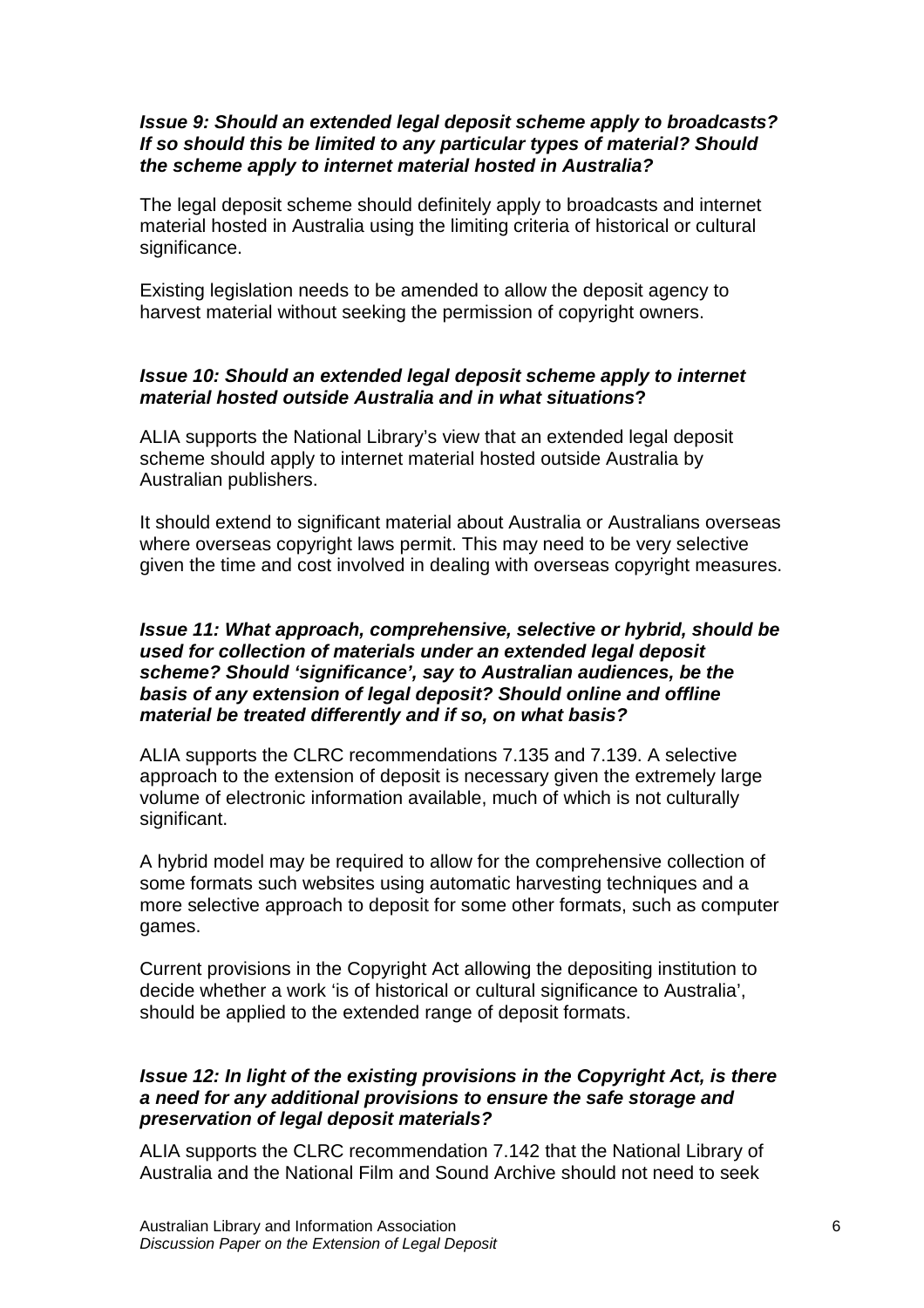***Issue 9: Should an extended legal deposit scheme apply to broadcasts? If so should this be limited to any particular types of material? Should the scheme apply to internet material hosted in Australia?***

The legal deposit scheme should definitely apply to broadcasts and internet material hosted in Australia using the limiting criteria of historical or cultural significance.

Existing legislation needs to be amended to allow the deposit agency to harvest material without seeking the permission of copyright owners.

***Issue 10: Should an extended legal deposit scheme apply to internet material hosted outside Australia and in what situations?***

ALIA supports the National Library's view that an extended legal deposit scheme should apply to internet material hosted outside Australia by Australian publishers.

It should extend to significant material about Australia or Australians overseas where overseas copyright laws permit. This may need to be very selective given the time and cost involved in dealing with overseas copyright measures.

***Issue 11: What approach, comprehensive, selective or hybrid, should be used for collection of materials under an extended legal deposit scheme? Should 'significance', say to Australian audiences, be the basis of any extension of legal deposit? Should online and offline material be treated differently and if so, on what basis?***

ALIA supports the CLRC recommendations 7.135 and 7.139. A selective approach to the extension of deposit is necessary given the extremely large volume of electronic information available, much of which is not culturally significant.

A hybrid model may be required to allow for the comprehensive collection of some formats such websites using automatic harvesting techniques and a more selective approach to deposit for some other formats, such as computer games.

Current provisions in the Copyright Act allowing the depositing institution to decide whether a work 'is of historical or cultural significance to Australia', should be applied to the extended range of deposit formats.

***Issue 12: In light of the existing provisions in the Copyright Act, is there a need for any additional provisions to ensure the safe storage and preservation of legal deposit materials?***

ALIA supports the CLRC recommendation 7.142 that the National Library of Australia and the National Film and Sound Archive should not need to seek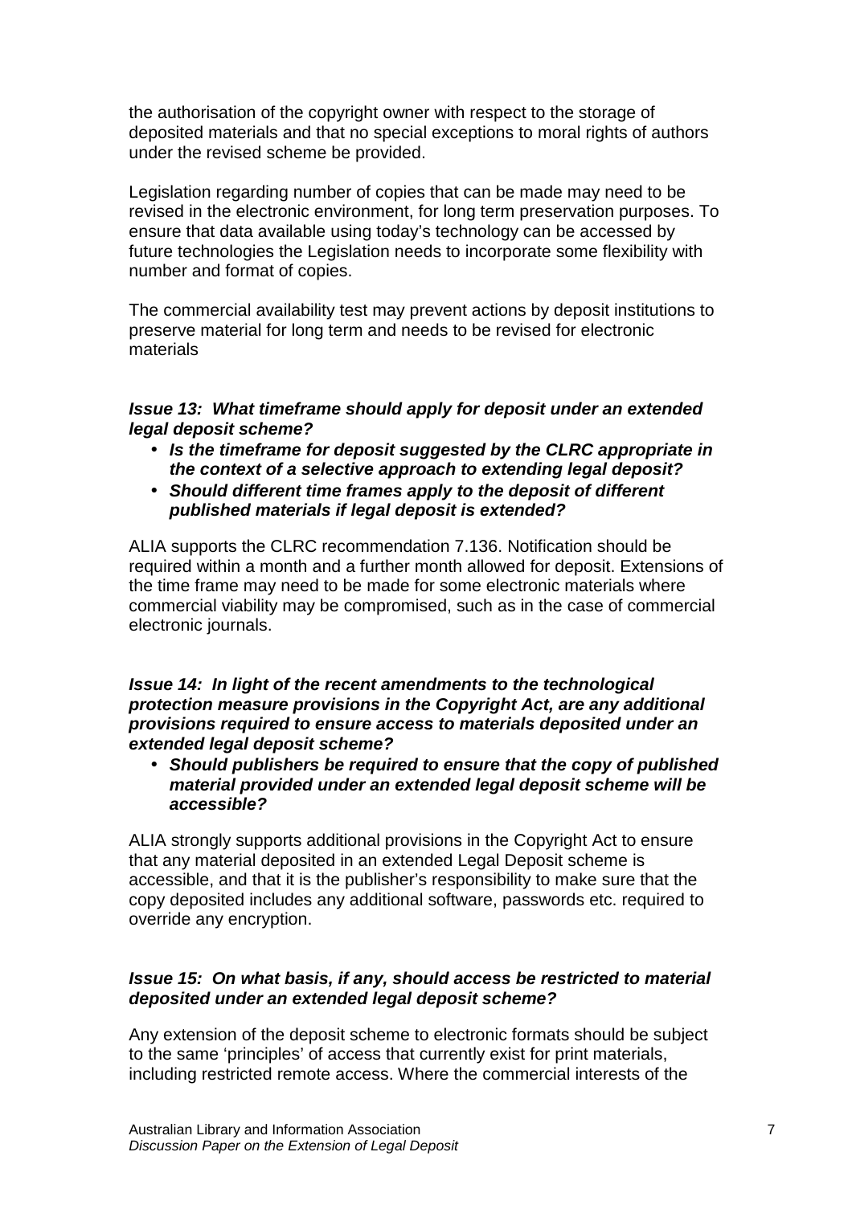the authorisation of the copyright owner with respect to the storage of deposited materials and that no special exceptions to moral rights of authors under the revised scheme be provided.

Legislation regarding number of copies that can be made may need to be revised in the electronic environment, for long term preservation purposes. To ensure that data available using today's technology can be accessed by future technologies the Legislation needs to incorporate some flexibility with number and format of copies.

The commercial availability test may prevent actions by deposit institutions to preserve material for long term and needs to be revised for electronic materials

***Issue 13: What timeframe should apply for deposit under an extended legal deposit scheme?***

- ***Is the timeframe for deposit suggested by the CLRC appropriate in the context of a selective approach to extending legal deposit?***
- ***Should different time frames apply to the deposit of different published materials if legal deposit is extended?***

ALIA supports the CLRC recommendation 7.136. Notification should be required within a month and a further month allowed for deposit. Extensions of the time frame may need to be made for some electronic materials where commercial viability may be compromised, such as in the case of commercial electronic journals.

***Issue 14: In light of the recent amendments to the technological protection measure provisions in the Copyright Act, are any additional provisions required to ensure access to materials deposited under an extended legal deposit scheme?***

- ***Should publishers be required to ensure that the copy of published material provided under an extended legal deposit scheme will be accessible?***

ALIA strongly supports additional provisions in the Copyright Act to ensure that any material deposited in an extended Legal Deposit scheme is accessible, and that it is the publisher's responsibility to make sure that the copy deposited includes any additional software, passwords etc. required to override any encryption.

***Issue 15: On what basis, if any, should access be restricted to material deposited under an extended legal deposit scheme?***

Any extension of the deposit scheme to electronic formats should be subject to the same 'principles' of access that currently exist for print materials, including restricted remote access. Where the commercial interests of the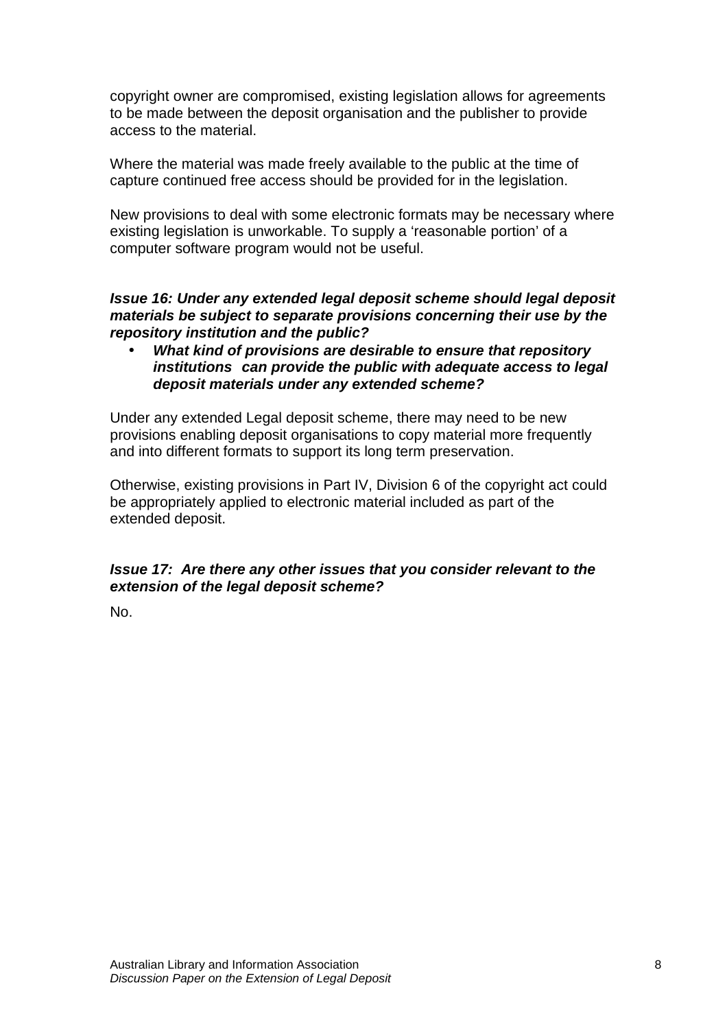copyright owner are compromised, existing legislation allows for agreements to be made between the deposit organisation and the publisher to provide access to the material.

Where the material was made freely available to the public at the time of capture continued free access should be provided for in the legislation.

New provisions to deal with some electronic formats may be necessary where existing legislation is unworkable. To supply a 'reasonable portion' of a computer software program would not be useful.

***Issue 16: Under any extended legal deposit scheme should legal deposit materials be subject to separate provisions concerning their use by the repository institution and the public?***

- ***What kind of provisions are desirable to ensure that repository institutions can provide the public with adequate access to legal deposit materials under any extended scheme?***

Under any extended Legal deposit scheme, there may need to be new provisions enabling deposit organisations to copy material more frequently and into different formats to support its long term preservation.

Otherwise, existing provisions in Part IV, Division 6 of the copyright act could be appropriately applied to electronic material included as part of the extended deposit.

***Issue 17: Are there any other issues that you consider relevant to the extension of the legal deposit scheme?***

No.